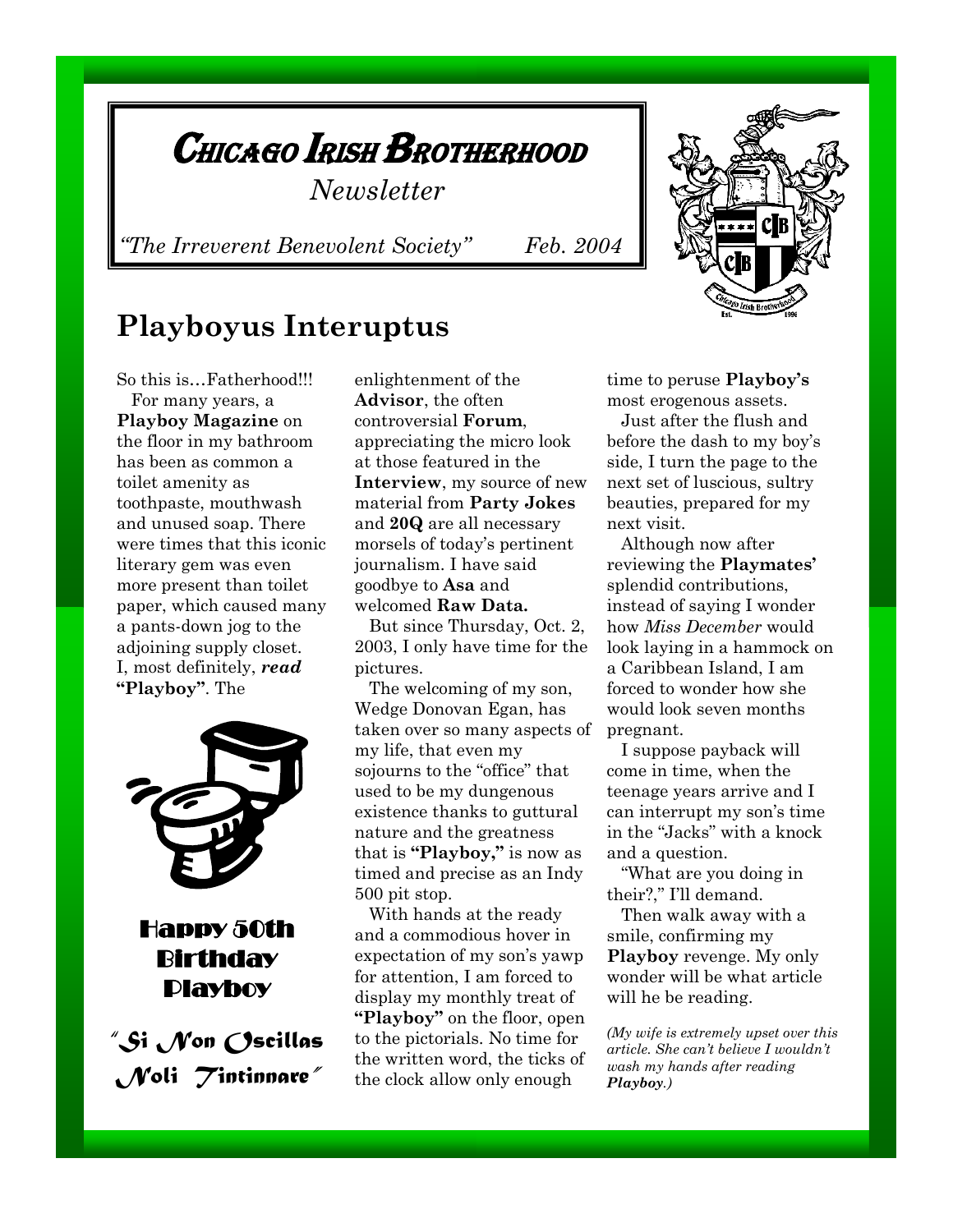# Chicago Irish Brotherhood

*Newsletter*

*"The Irreverent Benevolent Society"* *Feb. 2004*

## Playboyus Interuptus

So this is…Fatherhood!!!

For many years, a **Playboy Magazine** on the floor in my bathroom has been as common a toilet amenity as toothpaste, mouthwash and unused soap. There were times that this iconic literary gem was even more present than toilet paper, which caused many a pants-down jog to the adjoining supply closet. I, most definitely, ***read*** **"Playboy"**. The enlightenment of the **Advisor**, the often controversial **Forum**, appreciating the micro look at those featured in the **Interview**, my source of new material from **Party Jokes** and **20Q** are all necessary morsels of today's pertinent journalism. I have said goodbye to **Asa** and welcomed **Raw Data.**

But since Thursday, Oct. 2, 2003, I only have time for the pictures.

The welcoming of my son, Wedge Donovan Egan, has taken over so many aspects of my life, that even my sojourns to the "office" that used to be my dungenous existence thanks to guttural nature and the greatness that is **"Playboy,"** is now as timed and precise as an Indy 500 pit stop.

With hands at the ready and a commodious hover in expectation of my son's yawp for attention, I am forced to display my monthly treat of **"Playboy"** on the floor, open to the pictorials. No time for the written word, the ticks of the clock allow only enough time to peruse **Playboy's** most erogenous assets.

Just after the flush and before the dash to my boy's side, I turn the page to the next set of luscious, sultry beauties, prepared for my next visit.

Although now after reviewing the **Playmates'** splendid contributions, instead of saying I wonder how *Miss December* would look laying in a hammock on a Caribbean Island, I am forced to wonder how she would look seven months pregnant.

I suppose payback will come in time, when the teenage years arrive and I can interrupt my son's time in the "Jacks" with a knock and a question.

"What are you doing in their?," I'll demand.

Then walk away with a smile, confirming my **Playboy** revenge. My only wonder will be what article will he be reading.

*(My wife is extremely upset over this article. She can't believe I wouldn't wash my hands after reading **Playboy**.)*

**Happy 50th Birthday Playboy**

*"Si Non Oscillas Noli Tintinnare"*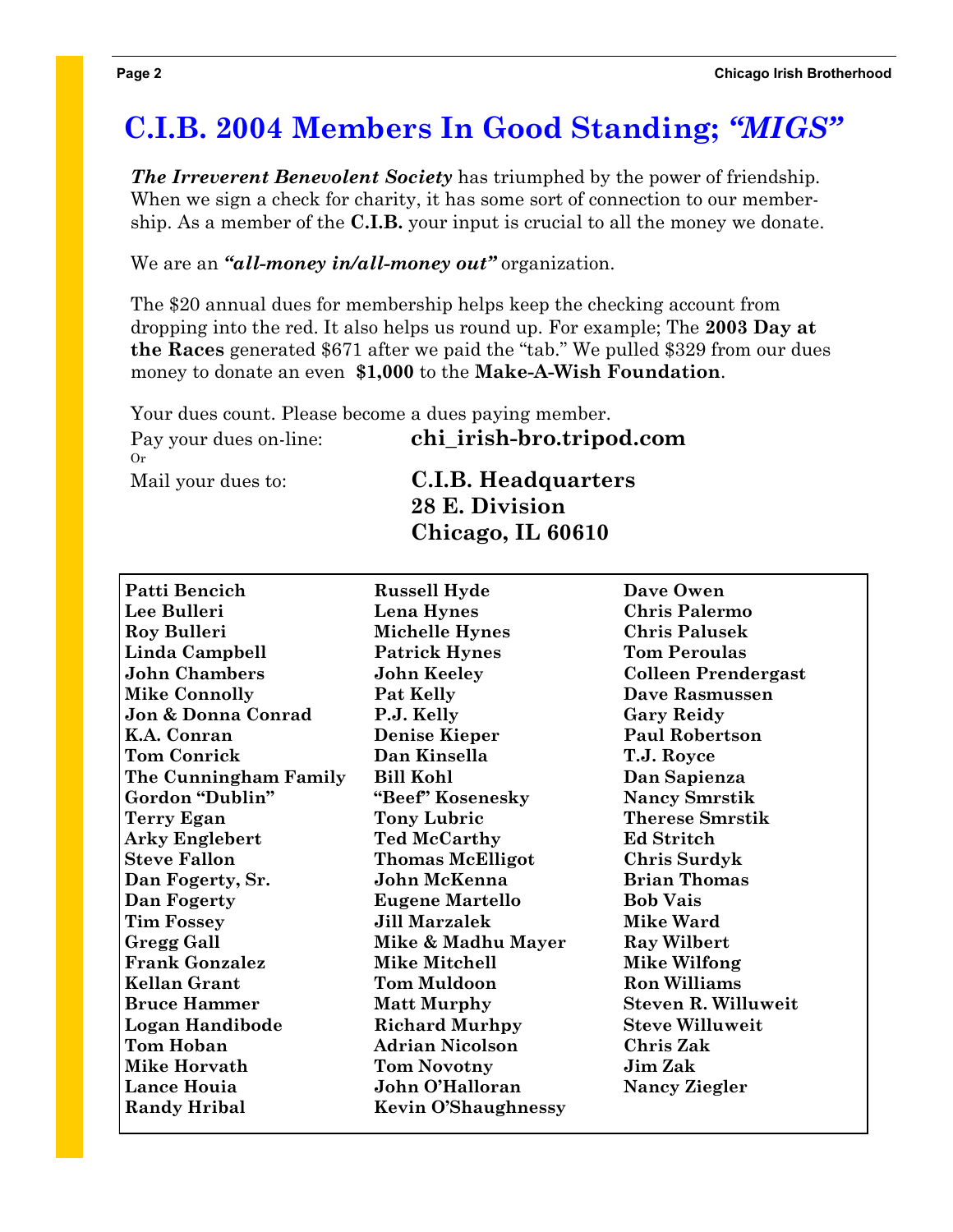# C.I.B. 2004 Members In Good Standing; *"MIGS"*

***The Irreverent Benevolent Society*** has triumphed by the power of friendship. When we sign a check for charity, it has some sort of connection to our membership. As a member of the **C.I.B.** your input is crucial to all the money we donate.

We are an ***"all-money in/all-money out"*** organization.

The $20 annual dues for membership helps keep the checking account from dropping into the red. It also helps us round up. For example; The **2003 Day at the Races** generated $671 after we paid the "tab." We pulled $329 from our dues money to donate an even **$1,000** to the **Make-A-Wish Foundation**.

Your dues count. Please become a dues paying member.

Pay your dues on-line: **chi_irish-bro.tripod.com**

Or

Mail your dues to:

**C.I.B. Headquarters**
**28 E. Division**
**Chicago, IL 60610**

**Patti Bencich**
**Lee Bulleri**
**Roy Bulleri**
**Linda Campbell**
**John Chambers**
**Mike Connolly**
**Jon & Donna Conrad**
**K.A. Conran**
**Tom Conrick**
**The Cunningham Family**
**Gordon "Dublin"**
**Terry Egan**
**Arky Englebert**
**Steve Fallon**
**Dan Fogerty, Sr.**
**Dan Fogerty**
**Tim Fossey**
**Gregg Gall**
**Frank Gonzalez**
**Kellan Grant**
**Bruce Hammer**
**Logan Handibode**
**Tom Hoban**
**Mike Horvath**
**Lance Houia**
**Randy Hribal**
**Russell Hyde**
**Lena Hynes**
**Michelle Hynes**
**Patrick Hynes**
**John Keeley**
**Pat Kelly**
**P.J. Kelly**
**Denise Kieper**
**Dan Kinsella**
**Bill Kohl**
**"Beef" Kosenesky**
**Tony Lubric**
**Ted McCarthy**
**Thomas McElligot**
**John McKenna**
**Eugene Martello**
**Jill Marzalek**
**Mike & Madhu Mayer**
**Mike Mitchell**
**Tom Muldoon**
**Matt Murphy**
**Richard Murhpy**
**Adrian Nicolson**
**Tom Novotny**
**John O'Halloran**
**Kevin O'Shaughnessy**
**Dave Owen**
**Chris Palermo**
**Chris Palusek**
**Tom Peroulas**
**Colleen Prendergast**
**Dave Rasmussen**
**Gary Reidy**
**Paul Robertson**
**T.J. Royce**
**Dan Sapienza**
**Nancy Smrstik**
**Therese Smrstik**
**Ed Stritch**
**Chris Surdyk**
**Brian Thomas**
**Bob Vais**
**Mike Ward**
**Ray Wilbert**
**Mike Wilfong**
**Ron Williams**
**Steven R. Willuweit**
**Steve Willuweit**
**Chris Zak**
**Jim Zak**
**Nancy Ziegler**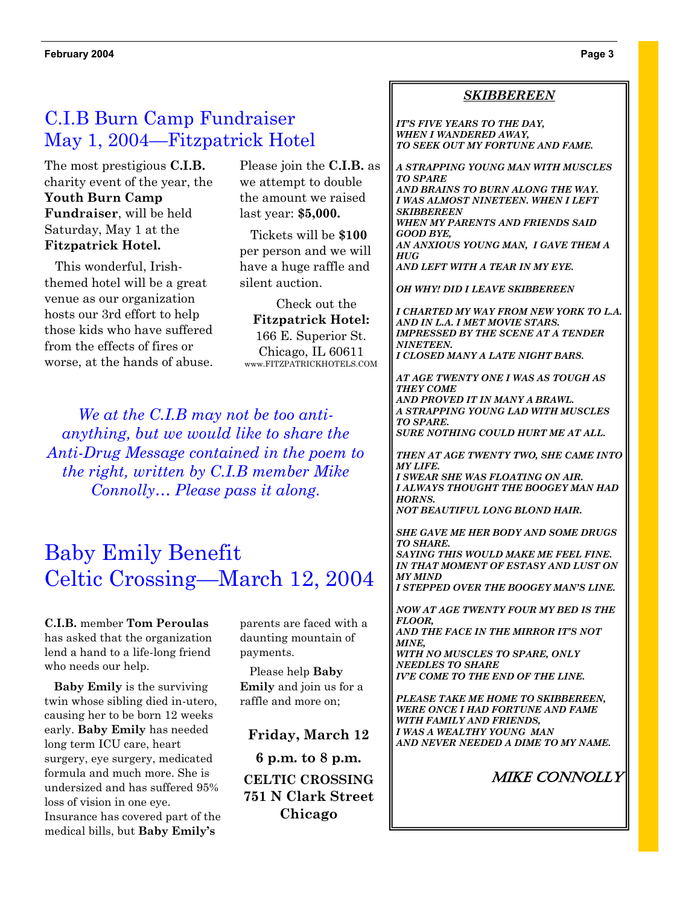## C.I.B Burn Camp Fundraiser
## May 1, 2004—Fitzpatrick Hotel

The most prestigious **C.I.B.** charity event of the year, the **Youth Burn Camp Fundraiser**, will be held Saturday, May 1 at the **Fitzpatrick Hotel.**

This wonderful, Irish-themed hotel will be a great venue as our organization hosts our 3rd effort to help those kids who have suffered from the effects of fires or worse, at the hands of abuse.

Please join the **C.I.B.** as we attempt to double the amount we raised last year: **$5,000.**

Tickets will be **$100** per person and we will have a huge raffle and silent auction.

Check out the
**Fitzpatrick Hotel:**
166 E. Superior St.
Chicago, IL 60611
WWW.FITZPATRICKHOTELS.COM

*We at the C.I.B may not be too anti-anything, but we would like to share the Anti-Drug Message contained in the poem to the right, written by C.I.B member Mike Connolly… Please pass it along.*

## Baby Emily Benefit
## Celtic Crossing—March 12, 2004

**C.I.B.** member **Tom Peroulas** has asked that the organization lend a hand to a life-long friend who needs our help.

**Baby Emily** is the surviving twin whose sibling died in-utero, causing her to be born 12 weeks early. **Baby Emily** has needed long term ICU care, heart surgery, eye surgery, medicated formula and much more. She is undersized and has suffered 95% loss of vision in one eye. Insurance has covered part of the medical bills, but **Baby Emily's** parents are faced with a daunting mountain of payments.

Please help **Baby Emily** and join us for a raffle and more on;

**Friday, March 12**

**6 p.m. to 8 p.m.**

**CELTIC CROSSING**
**751 N Clark Street**
**Chicago**

### *SKIBBEREEN*

***IT'S FIVE YEARS TO THE DAY,***
***WHEN I WANDERED AWAY,***
***TO SEEK OUT MY FORTUNE AND FAME.***

***A STRAPPING YOUNG MAN WITH MUSCLES TO SPARE***
***AND BRAINS TO BURN ALONG THE WAY.***
***I WAS ALMOST NINETEEN. WHEN I LEFT SKIBBEREEN***
***WHEN MY PARENTS AND FRIENDS SAID GOOD BYE,***
***AN ANXIOUS YOUNG MAN, I GAVE THEM A HUG***
***AND LEFT WITH A TEAR IN MY EYE.***

***OH WHY! DID I LEAVE SKIBBEREEN***

***I CHARTED MY WAY FROM NEW YORK TO L.A.***
***AND IN L.A. I MET MOVIE STARS.***
***IMPRESSED BY THE SCENE AT A TENDER NINETEEN.***
***I CLOSED MANY A LATE NIGHT BARS.***

***AT AGE TWENTY ONE I WAS AS TOUGH AS THEY COME***
***AND PROVED IT IN MANY A BRAWL.***
***A STRAPPING YOUNG LAD WITH MUSCLES TO SPARE.***
***SURE NOTHING COULD HURT ME AT ALL.***

***THEN AT AGE TWENTY TWO, SHE CAME INTO MY LIFE.***
***I SWEAR SHE WAS FLOATING ON AIR.***
***I ALWAYS THOUGHT THE BOOGEY MAN HAD HORNS.***
***NOT BEAUTIFUL LONG BLOND HAIR.***

***SHE GAVE ME HER BODY AND SOME DRUGS TO SHARE.***
***SAYING THIS WOULD MAKE ME FEEL FINE.***
***IN THAT MOMENT OF ESTASY AND LUST ON MY MIND***
***I STEPPED OVER THE BOOGEY MAN'S LINE.***

***NOW AT AGE TWENTY FOUR MY BED IS THE FLOOR,***
***AND THE FACE IN THE MIRROR IT'S NOT MINE,***
***WITH NO MUSCLES TO SPARE, ONLY NEEDLES TO SHARE***
***IV'E COME TO THE END OF THE LINE.***

***PLEASE TAKE ME HOME TO SKIBBEREEN,***
***WERE ONCE I HAD FORTUNE AND FAME***
***WITH FAMILY AND FRIENDS,***
***I WAS A WEALTHY YOUNG MAN***
***AND NEVER NEEDED A DIME TO MY NAME.***

*MIKE CONNOLLY*